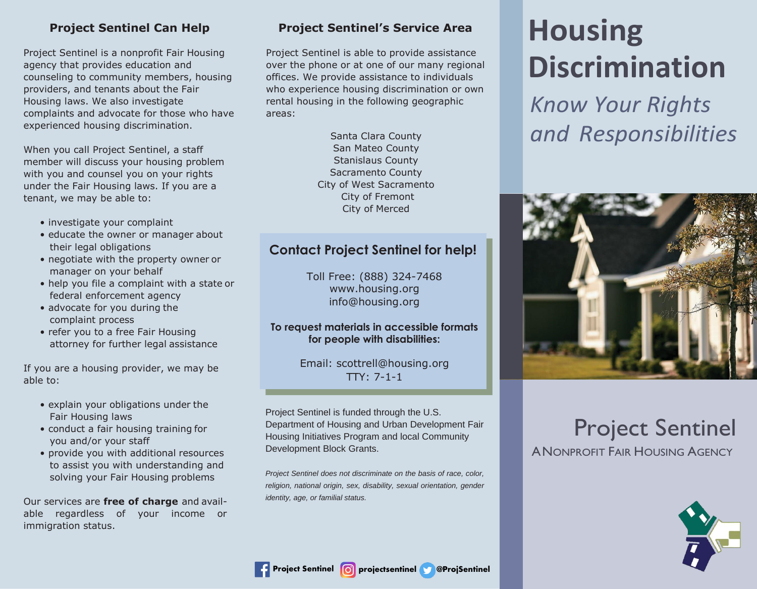## Project Sentinel Can Help

Project Sentinel is a nonprofit Fair Housing agency that provides education and counseling to community members, housing providers, and tenants about the Fair Housing laws. We also investigate complaints and advocate for those who have experienced housing discrimination.

When you call Project Sentinel, a staff member will discuss your housing problem with you and counsel you on your rights under the Fair Housing laws. If you are a tenant, we may be able to:

- investigate your complaint
- educate the owner or manager about their legal obligations
- negotiate with the property owner or manager on your behalf
- help you file a complaint with a state or federal enforcement agency
- advocate for you during the complaint process
- refer you to a free Fair Housing attorney for further legal assistance

If you are a housing provider, we may be able to:

- explain your obligations under the Fair Housing laws
- conduct a fair housing training for you and/or your staff
- provide you with additional resources to assist you with understanding and solving your Fair Housing problems

Our services are **free of charge** and available regardless of your income or immigration status.

## Project Sentinel's Service Area

Project Sentinel is able to provide assistance over the phone or at one of our many regional offices. We provide assistance to individuals who experience housing discrimination or own rental housing in the following geographic areas:

Santa Clara County
San Mateo County
Stanislaus County
Sacramento County
City of West Sacramento
City of Fremont
City of Merced

### Contact Project Sentinel for help!

Toll Free: (888) 324-7468
www.housing.org
info@housing.org

**To request materials in accessible formats for people with disabilities:**

Email: scottrell@housing.org
TTY: 7-1-1

Project Sentinel is funded through the U.S. Department of Housing and Urban Development Fair Housing Initiatives Program and local Community Development Block Grants.

*Project Sentinel does not discriminate on the basis of race, color, religion, national origin, sex, disability, sexual orientation, gender identity, age, or familial status.*

Project Sentinel | projectsentinel | @ProjSentinel

# Housing Discrimination

*Know Your Rights and Responsibilities*

## Project Sentinel

A NONPROFIT FAIR HOUSING AGENCY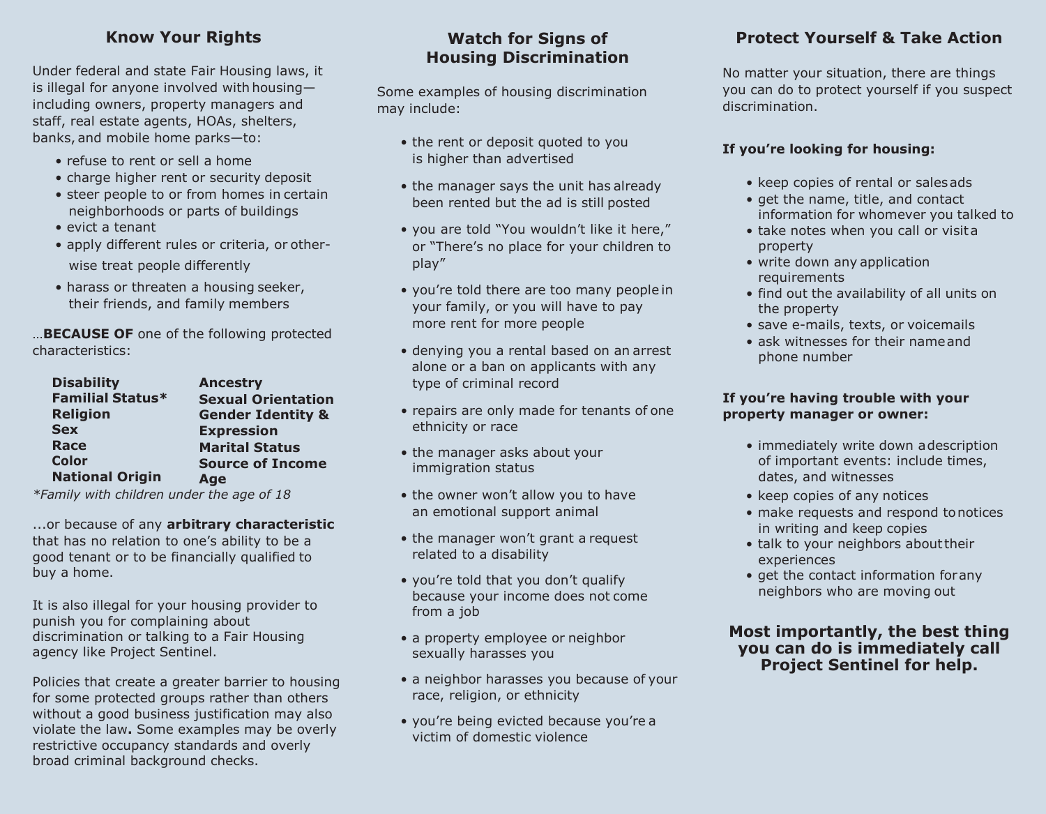## Know Your Rights

Under federal and state Fair Housing laws, it is illegal for anyone involved with housing—including owners, property managers and staff, real estate agents, HOAs, shelters, banks, and mobile home parks—to:

- refuse to rent or sell a home
- charge higher rent or security deposit
- steer people to or from homes in certain neighborhoods or parts of buildings
- evict a tenant
- apply different rules or criteria, or otherwise treat people differently
- harass or threaten a housing seeker, their friends, and family members

…**BECAUSE OF** one of the following protected characteristics:

| | |
|---|---|
| **Disability** | **Ancestry** |
| **Familial Status*** | **Sexual Orientation** |
| **Religion** | **Gender Identity & Expression** |
| **Sex** | **Marital Status** |
| **Race** | **Source of Income** |
| **Color** | **Age** |
| **National Origin** | |

*\*Family with children under the age of 18*

...or because of any **arbitrary characteristic** that has no relation to one's ability to be a good tenant or to be financially qualified to buy a home.

It is also illegal for your housing provider to punish you for complaining about discrimination or talking to a Fair Housing agency like Project Sentinel.

Policies that create a greater barrier to housing for some protected groups rather than others without a good business justification may also violate the law**.** Some examples may be overly restrictive occupancy standards and overly broad criminal background checks.

## Watch for Signs of Housing Discrimination

Some examples of housing discrimination may include:

- the rent or deposit quoted to you is higher than advertised
- the manager says the unit has already been rented but the ad is still posted
- you are told "You wouldn't like it here," or "There's no place for your children to play"
- you're told there are too many people in your family, or you will have to pay more rent for more people
- denying you a rental based on an arrest alone or a ban on applicants with any type of criminal record
- repairs are only made for tenants of one ethnicity or race
- the manager asks about your immigration status
- the owner won't allow you to have an emotional support animal
- the manager won't grant a request related to a disability
- you're told that you don't qualify because your income does not come from a job
- a property employee or neighbor sexually harasses you
- a neighbor harasses you because of your race, religion, or ethnicity
- you're being evicted because you're a victim of domestic violence

## Protect Yourself & Take Action

No matter your situation, there are things you can do to protect yourself if you suspect discrimination.

**If you're looking for housing:**

- keep copies of rental or sales ads
- get the name, title, and contact information for whomever you talked to
- take notes when you call or visit a property
- write down any application requirements
- find out the availability of all units on the property
- save e-mails, texts, or voicemails
- ask witnesses for their name and phone number

**If you're having trouble with your property manager or owner:**

- immediately write down a description of important events: include times, dates, and witnesses
- keep copies of any notices
- make requests and respond to notices in writing and keep copies
- talk to your neighbors about their experiences
- get the contact information for any neighbors who are moving out

**Most importantly, the best thing you can do is immediately call Project Sentinel for help.**